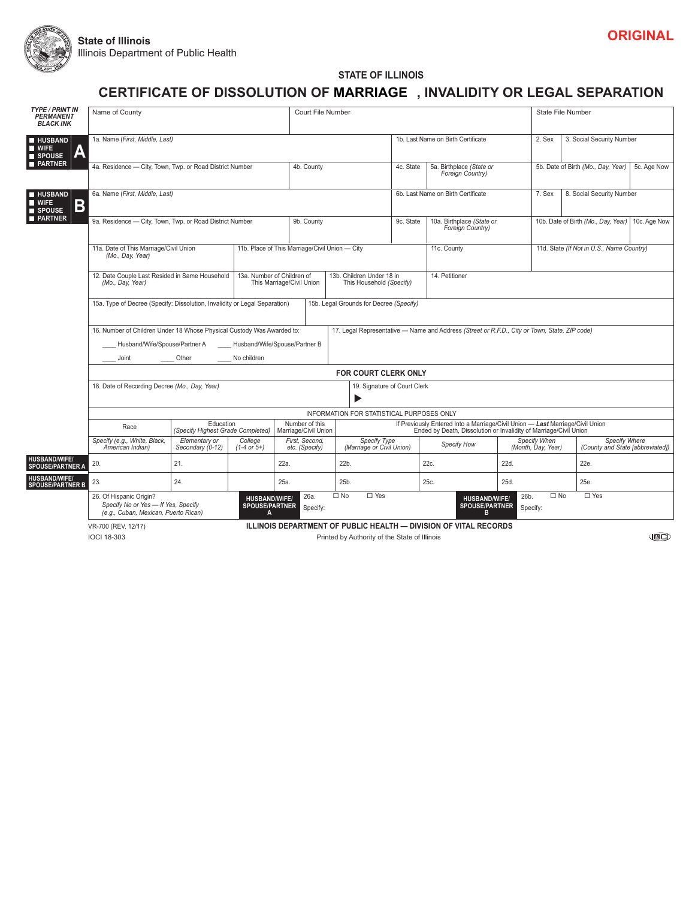State of Illinois
Illinois Department of Public Health

**ORIGINAL**

**STATE OF ILLINOIS**

# CERTIFICATE OF DISSOLUTION OF MARRIAGE , INVALIDITY OR LEGAL SEPARATION

***TYPE / PRINT IN PERMANENT BLACK INK***

| | | | |
|---|---|---|---|
| Name of County | Court File Number | | State File Number |

**HUSBAND / WIFE / SPOUSE / PARTNER A**

| | | | | | |
|---|---|---|---|---|---|
| 1a. Name *(First, Middle, Last)* | | 1b. Last Name on Birth Certificate | | 2. Sex | 3. Social Security Number |
| 4a. Residence — City, Town, Twp. or Road District Number | 4b. County | 4c. State | 5a. Birthplace *(State or Foreign Country)* | 5b. Date of Birth *(Mo., Day, Year)* | 5c. Age Now |

**HUSBAND / WIFE / SPOUSE / PARTNER B**

| | | | | | |
|---|---|---|---|---|---|
| 6a. Name *(First, Middle, Last)* | | 6b. Last Name on Birth Certificate | | 7. Sex | 8. Social Security Number |
| 9a. Residence — City, Town, Twp. or Road District Number | 9b. County | 9c. State | 10a. Birthplace *(State or Foreign Country)* | 10b. Date of Birth *(Mo., Day, Year)* | 10c. Age Now |

| | | | |
|---|---|---|---|
| 11a. Date of This Marriage/Civil Union *(Mo., Day, Year)* | 11b. Place of This Marriage/Civil Union — City | 11c. County | 11d. State *(If Not in U.S., Name Country)* |
| 12. Date Couple Last Resided in Same Household *(Mo., Day, Year)* | 13a. Number of Children of This Marriage/Civil Union | 13b. Children Under 18 in This Household *(Specify)* | 14. Petitioner |
| 15a. Type of Decree (Specify: Dissolution, Invalidity or Legal Separation) | 15b. Legal Grounds for Decree *(Specify)* | | |

16. Number of Children Under 18 Whose Physical Custody Was Awarded to:

____ Husband/Wife/Spouse/Partner A ____ Husband/Wife/Spouse/Partner B

____ Joint ____ Other ____ No children

17. Legal Representative — Name and Address *(Street or R.F.D., City or Town, State, ZIP code)*

**FOR COURT CLERK ONLY**

| | |
|---|---|
| 18. Date of Recording Decree *(Mo., Day, Year)* | 19. Signature of Court Clerk ▶ |

INFORMATION FOR STATISTICAL PURPOSES ONLY

| | Race | Education *(Specify Highest Grade Completed)* | | Number of this Marriage/Civil Union | If Previously Entered Into a Marriage/Civil Union — ***Last*** Marriage/Civil Union Ended by Death, Dissolution or Invalidity of Marriage/Civil Union | | | |
|---|---|---|---|---|---|---|---|---|
| | *Specify (e.g., White, Black, American Indian)* | *Elementary or Secondary (0-12)* | *College (1-4 or 5+)* | *First, Second, etc. (Specify)* | *Specify Type (Marriage or Civil Union)* | *Specify How* | *Specify When (Month, Day, Year)* | *Specify Where (County and State [abbreviated])* |
| **HUSBAND/WIFE/ SPOUSE/PARTNER A** | 20. | 21. | | 22a. | 22b. | 22c. | 22d. | 22e. |
| **HUSBAND/WIFE/ SPOUSE/PARTNER B** | 23. | 24. | | 25a. | 25b. | 25c. | 25d. | 25e. |

26. Of Hispanic Origin? *Specify No or Yes — If Yes, Specify (e.g., Cuban, Mexican, Puerto Rican)*

**HUSBAND/WIFE/ SPOUSE/PARTNER A** 26a. ☐ No ☐ Yes Specify:

**HUSBAND/WIFE/ SPOUSE/PARTNER B** 26b. ☐ No ☐ Yes Specify:

VR-700 (REV. 12/17)
IOCI 18-303

**ILLINOIS DEPARTMENT OF PUBLIC HEALTH — DIVISION OF VITAL RECORDS**
Printed by Authority of the State of Illinois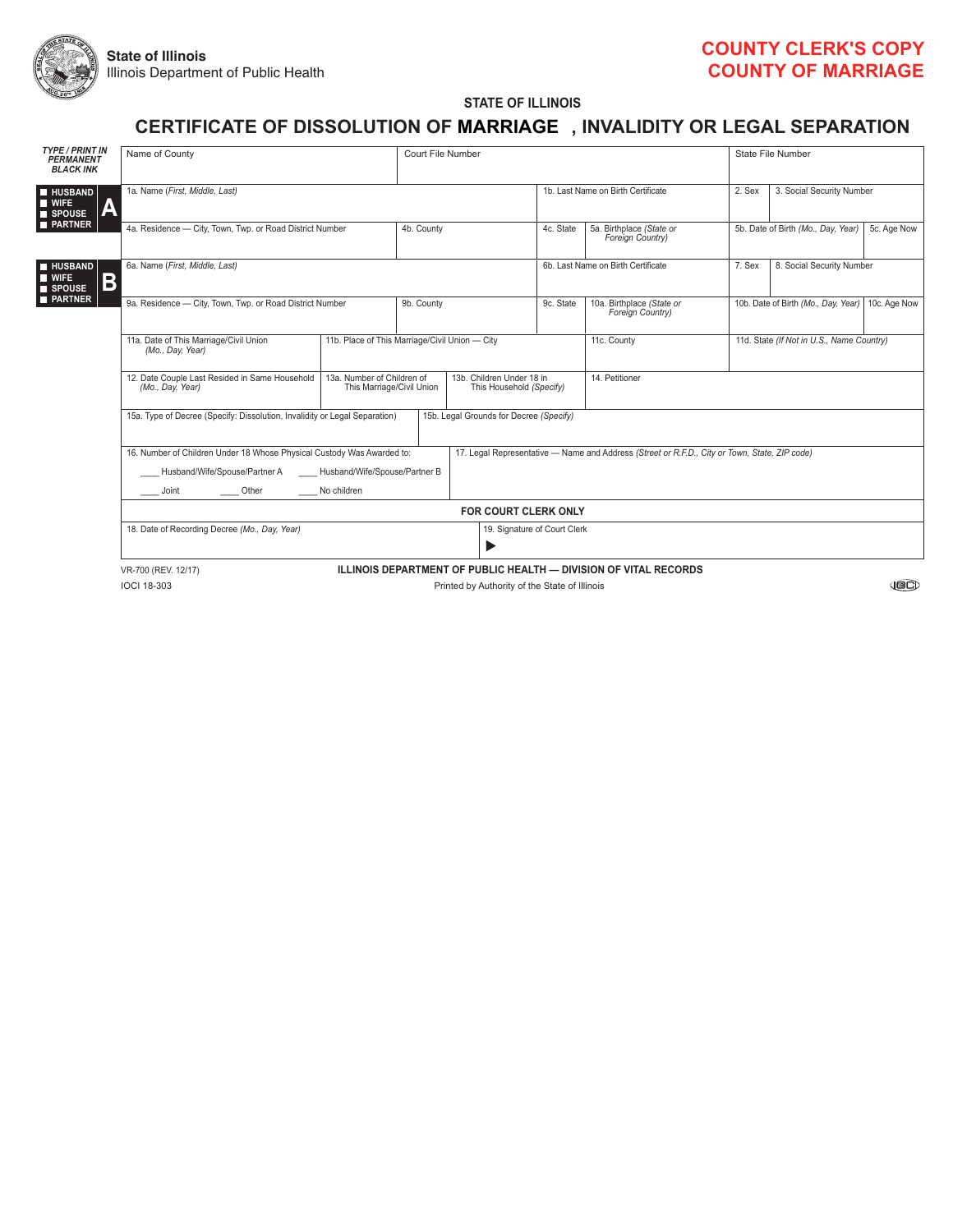**State of Illinois**
Illinois Department of Public Health

**COUNTY CLERK'S COPY**
**COUNTY OF MARRIAGE**

### STATE OF ILLINOIS

## CERTIFICATE OF DISSOLUTION OF MARRIAGE , INVALIDITY OR LEGAL SEPARATION

*TYPE / PRINT IN PERMANENT BLACK INK*

| Name of County | | Court File Number | | | | State File Number | | |
|---|---|---|---|---|---|---|---|---|

**A** — ■ HUSBAND ■ WIFE ■ SPOUSE ■ PARTNER

| 1a. Name *(First, Middle, Last)* | | 1b. Last Name on Birth Certificate | | 2. Sex | 3. Social Security Number |
|---|---|---|---|---|---|
| 4a. Residence — City, Town, Twp. or Road District Number | 4b. County | 4c. State | 5a. Birthplace *(State or Foreign Country)* | 5b. Date of Birth *(Mo., Day, Year)* | 5c. Age Now |

**B** — ■ HUSBAND ■ WIFE ■ SPOUSE ■ PARTNER

| 6a. Name *(First, Middle, Last)* | | 6b. Last Name on Birth Certificate | | 7. Sex | 8. Social Security Number |
|---|---|---|---|---|---|
| 9a. Residence — City, Town, Twp. or Road District Number | 9b. County | 9c. State | 10a. Birthplace *(State or Foreign Country)* | 10b. Date of Birth *(Mo., Day, Year)* | 10c. Age Now |

| 11a. Date of This Marriage/Civil Union *(Mo., Day, Year)* | 11b. Place of This Marriage/Civil Union — City | | 11c. County | 11d. State *(If Not in U.S., Name Country)* |
|---|---|---|---|---|
| 12. Date Couple Last Resided in Same Household *(Mo., Day, Year)* | 13a. Number of Children of This Marriage/Civil Union | 13b. Children Under 18 in This Household *(Specify)* | 14. Petitioner | |
| 15a. Type of Decree (Specify: Dissolution, Invalidity or Legal Separation) | 15b. Legal Grounds for Decree *(Specify)* | | | |

| 16. Number of Children Under 18 Whose Physical Custody Was Awarded to: ____ Husband/Wife/Spouse/Partner A ____ Husband/Wife/Spouse/Partner B ____ Joint ____ Other ____ No children | 17. Legal Representative — Name and Address *(Street or R.F.D., City or Town, State, ZIP code)* |
|---|---|

**FOR COURT CLERK ONLY**

| 18. Date of Recording Decree *(Mo., Day, Year)* | 19. Signature of Court Clerk ▶ |
|---|---|

VR-700 (REV. 12/17)
IOCI 18-303

**ILLINOIS DEPARTMENT OF PUBLIC HEALTH — DIVISION OF VITAL RECORDS**
Printed by Authority of the State of Illinois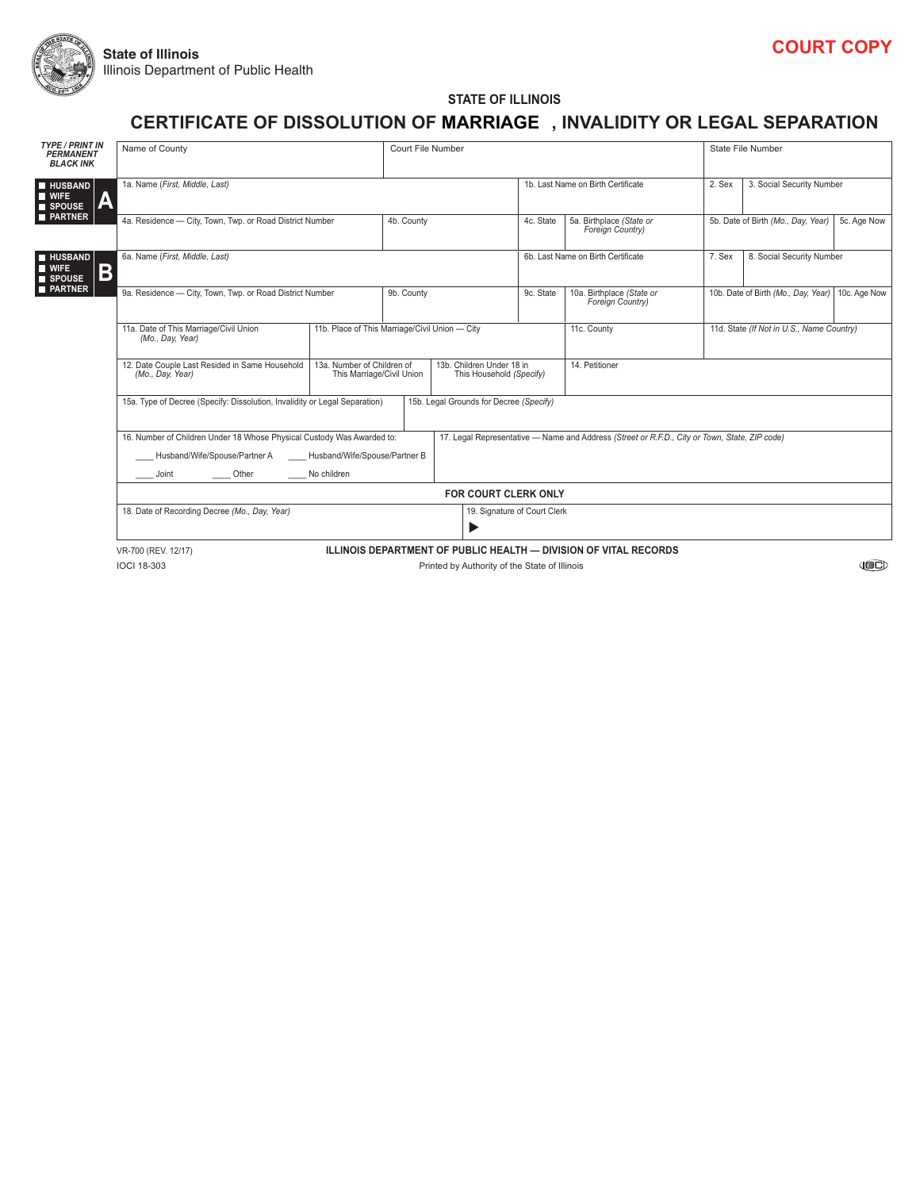State of Illinois
Illinois Department of Public Health

**COURT COPY**

**STATE OF ILLINOIS**

# CERTIFICATE OF DISSOLUTION OF MARRIAGE , INVALIDITY OR LEGAL SEPARATION

***TYPE / PRINT IN PERMANENT BLACK INK***

| | | | | | | | | |
|---|---|---|---|---|---|---|---|---|
| | Name of County | | Court File Number | | | State File Number | | |
| **HUSBAND / WIFE / SPOUSE / PARTNER A** | 1a. Name *(First, Middle, Last)* | | | 1b. Last Name on Birth Certificate | | 2. Sex | 3. Social Security Number | |
| | 4a. Residence — City, Town, Twp. or Road District Number | 4b. County | | 4c. State | 5a. Birthplace *(State or Foreign Country)* | 5b. Date of Birth *(Mo., Day, Year)* | | 5c. Age Now |
| **HUSBAND / WIFE / SPOUSE / PARTNER B** | 6a. Name *(First, Middle, Last)* | | | 6b. Last Name on Birth Certificate | | 7. Sex | 8. Social Security Number | |
| | 9a. Residence — City, Town, Twp. or Road District Number | 9b. County | | 9c. State | 10a. Birthplace *(State or Foreign Country)* | 10b. Date of Birth *(Mo., Day, Year)* | | 10c. Age Now |
| | 11a. Date of This Marriage/Civil Union *(Mo., Day, Year)* | 11b. Place of This Marriage/Civil Union — City | | | 11c. County | 11d. State *(If Not in U.S., Name Country)* | | |
| | 12. Date Couple Last Resided in Same Household *(Mo., Day, Year)* | 13a. Number of Children of This Marriage/Civil Union | 13b. Children Under 18 in This Household *(Specify)* | | 14. Petitioner | | | |
| | 15a. Type of Decree (Specify: Dissolution, Invalidity or Legal Separation) | | 15b. Legal Grounds for Decree *(Specify)* | | | | | |
| | 16. Number of Children Under 18 Whose Physical Custody Was Awarded to: ____ Husband/Wife/Spouse/Partner A ____ Husband/Wife/Spouse/Partner B ____ Joint ____ Other ____ No children | | | 17. Legal Representative — Name and Address *(Street or R.F.D., City or Town, State, ZIP code)* | | | | |
| | **FOR COURT CLERK ONLY** | | | | | | | |
| | 18. Date of Recording Decree *(Mo., Day, Year)* | | | 19. Signature of Court Clerk ▶ | | | | |

VR-700 (REV. 12/17)
IOCI 18-303

**ILLINOIS DEPARTMENT OF PUBLIC HEALTH — DIVISION OF VITAL RECORDS**
Printed by Authority of the State of Illinois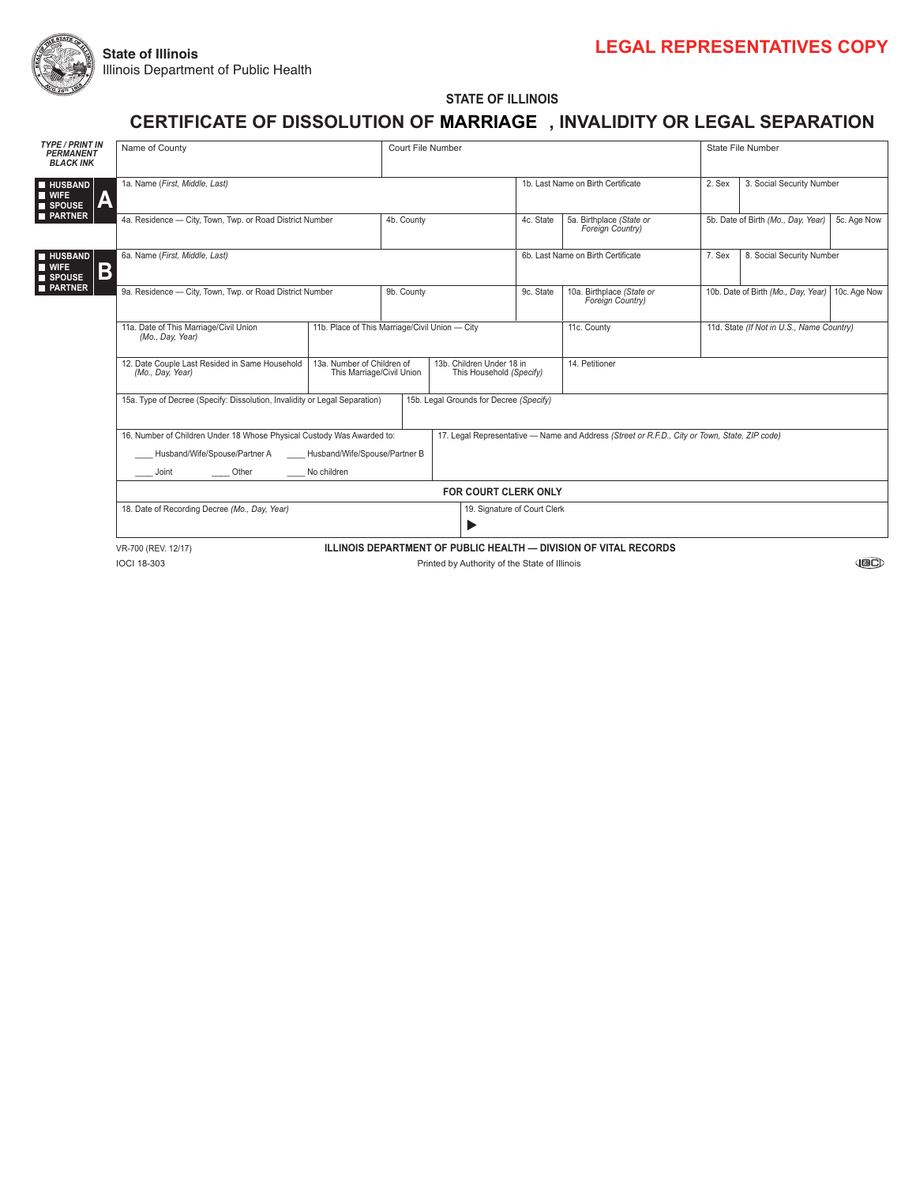State of Illinois
Illinois Department of Public Health

**LEGAL REPRESENTATIVES COPY**

**STATE OF ILLINOIS**

# CERTIFICATE OF DISSOLUTION OF MARRIAGE , INVALIDITY OR LEGAL SEPARATION

***TYPE / PRINT IN PERMANENT BLACK INK***

| | | | | | | |
|---|---|---|---|---|---|---|
| Name of County | | Court File Number | | | State File Number | |
| **HUSBAND / WIFE / SPOUSE / PARTNER A** — 1a. Name *(First, Middle, Last)* | | | 1b. Last Name on Birth Certificate | | 2. Sex | 3. Social Security Number |
| 4a. Residence — City, Town, Twp. or Road District Number | 4b. County | 4c. State | 5a. Birthplace *(State or Foreign Country)* | | 5b. Date of Birth *(Mo., Day, Year)* | 5c. Age Now |
| **HUSBAND / WIFE / SPOUSE / PARTNER B** — 6a. Name *(First, Middle, Last)* | | | 6b. Last Name on Birth Certificate | | 7. Sex | 8. Social Security Number |
| 9a. Residence — City, Town, Twp. or Road District Number | 9b. County | 9c. State | 10a. Birthplace *(State or Foreign Country)* | | 10b. Date of Birth *(Mo., Day, Year)* | 10c. Age Now |
| 11a. Date of This Marriage/Civil Union *(Mo., Day, Year)* | 11b. Place of This Marriage/Civil Union — City | | 11c. County | | 11d. State *(If Not in U.S., Name Country)* | |
| 12. Date Couple Last Resided in Same Household *(Mo., Day, Year)* | 13a. Number of Children of This Marriage/Civil Union | 13b. Children Under 18 in This Household *(Specify)* | 14. Petitioner | | | |
| 15a. Type of Decree (Specify: Dissolution, Invalidity or Legal Separation) | 15b. Legal Grounds for Decree *(Specify)* | | | | | |
| 16. Number of Children Under 18 Whose Physical Custody Was Awarded to: ____ Husband/Wife/Spouse/Partner A ____ Husband/Wife/Spouse/Partner B ____ Joint ____ Other ____ No children | 17. Legal Representative — Name and Address *(Street or R.F.D., City or Town, State, ZIP code)* | | | | | |
| **FOR COURT CLERK ONLY** | | | | | | |
| 18. Date of Recording Decree *(Mo., Day, Year)* | 19. Signature of Court Clerk ▶ | | | | | |

VR-700 (REV. 12/17)

IOCI 18-303

**ILLINOIS DEPARTMENT OF PUBLIC HEALTH — DIVISION OF VITAL RECORDS**

Printed by Authority of the State of Illinois